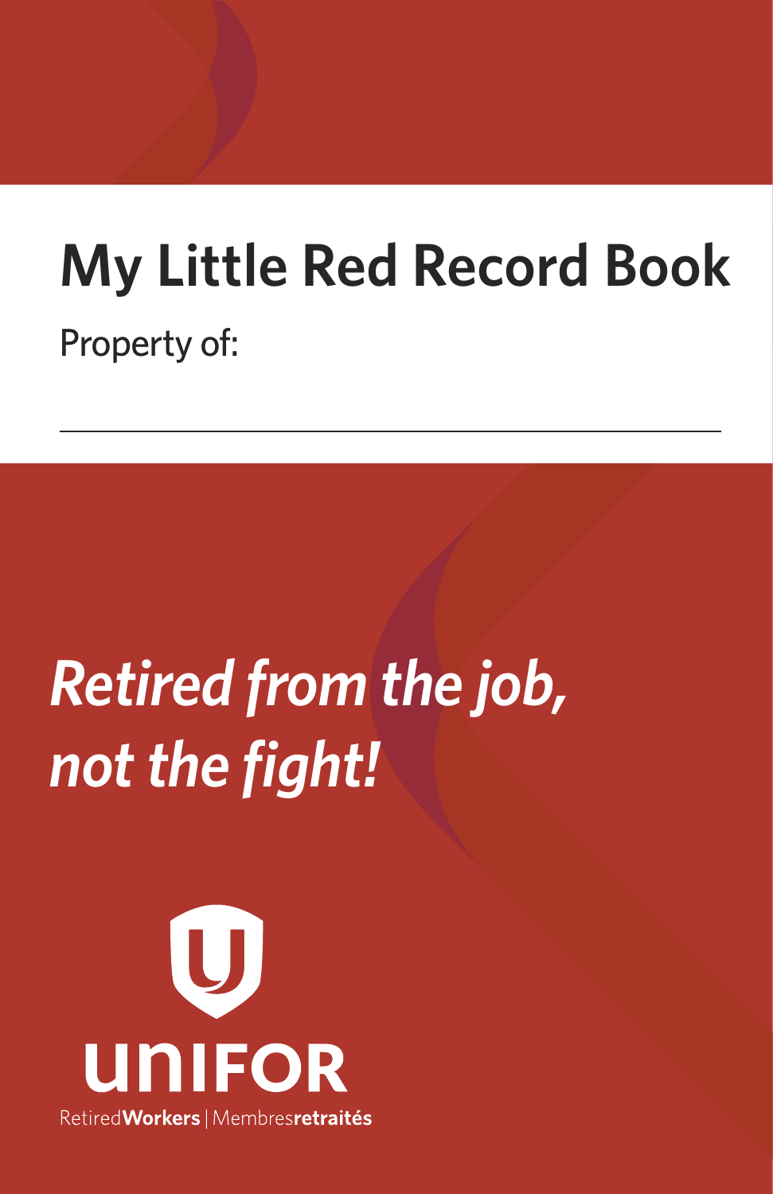# My Little Red Record Book

Property of:

_______________________________________________

***Retired from the job, not the fight!***

unifor

Retired**Workers** | Membres**retraités**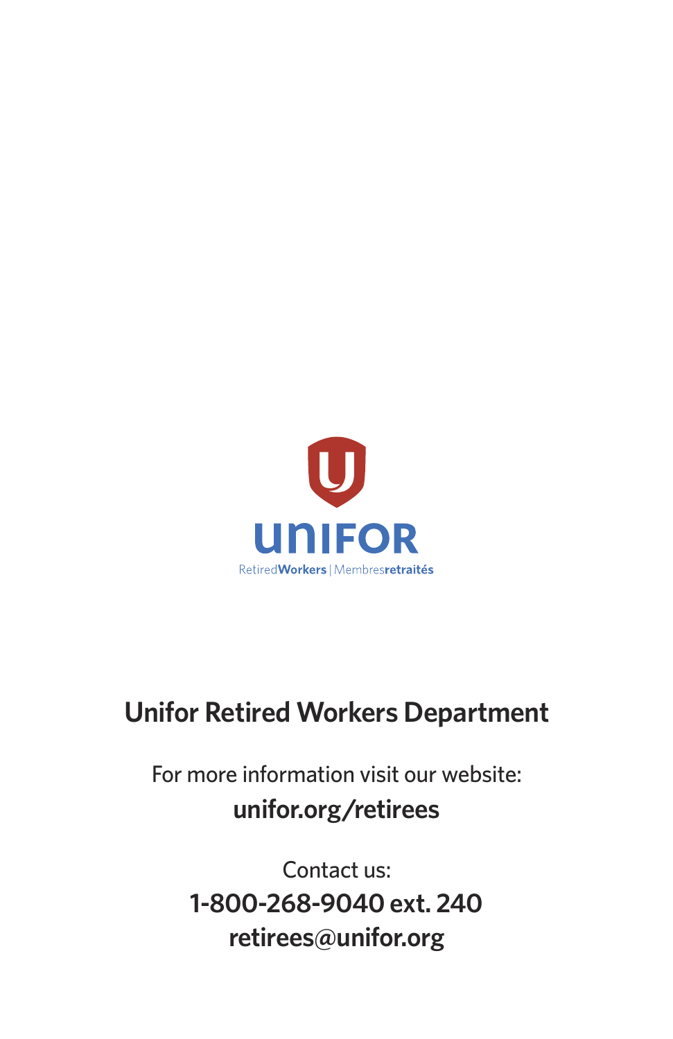UNIFOR

Retired**Workers** | Membres**retraités**

## Unifor Retired Workers Department

For more information visit our website:

**unifor.org/retirees**

Contact us:

**1-800-268-9040 ext. 240**

**retirees@unifor.org**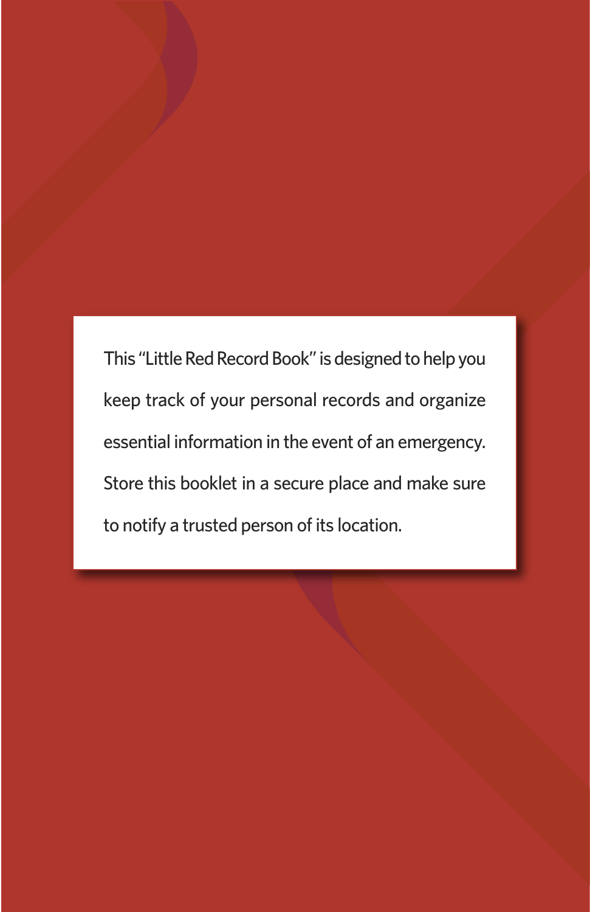This "Little Red Record Book" is designed to help you keep track of your personal records and organize essential information in the event of an emergency. Store this booklet in a secure place and make sure to notify a trusted person of its location.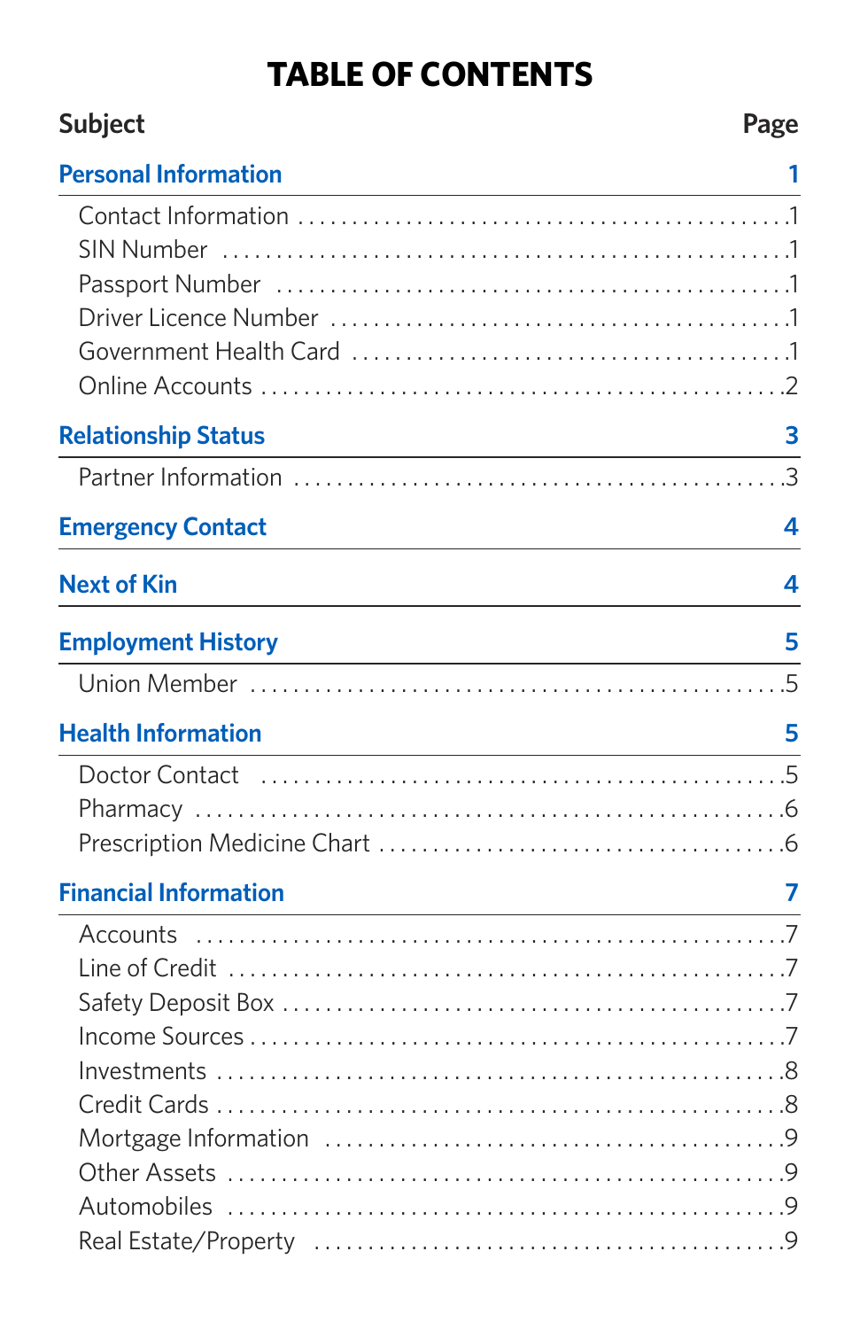# TABLE OF CONTENTS

| Subject | Page |
|---|---|
| **Personal Information** | **1** |
| Contact Information | 1 |
| SIN Number | 1 |
| Passport Number | 1 |
| Driver Licence Number | 1 |
| Government Health Card | 1 |
| Online Accounts | 2 |
| **Relationship Status** | **3** |
| Partner Information | 3 |
| **Emergency Contact** | **4** |
| **Next of Kin** | **4** |
| **Employment History** | **5** |
| Union Member | 5 |
| **Health Information** | **5** |
| Doctor Contact | 5 |
| Pharmacy | 6 |
| Prescription Medicine Chart | 6 |
| **Financial Information** | **7** |
| Accounts | 7 |
| Line of Credit | 7 |
| Safety Deposit Box | 7 |
| Income Sources | 7 |
| Investments | 8 |
| Credit Cards | 8 |
| Mortgage Information | 9 |
| Other Assets | 9 |
| Automobiles | 9 |
| Real Estate/Property | 9 |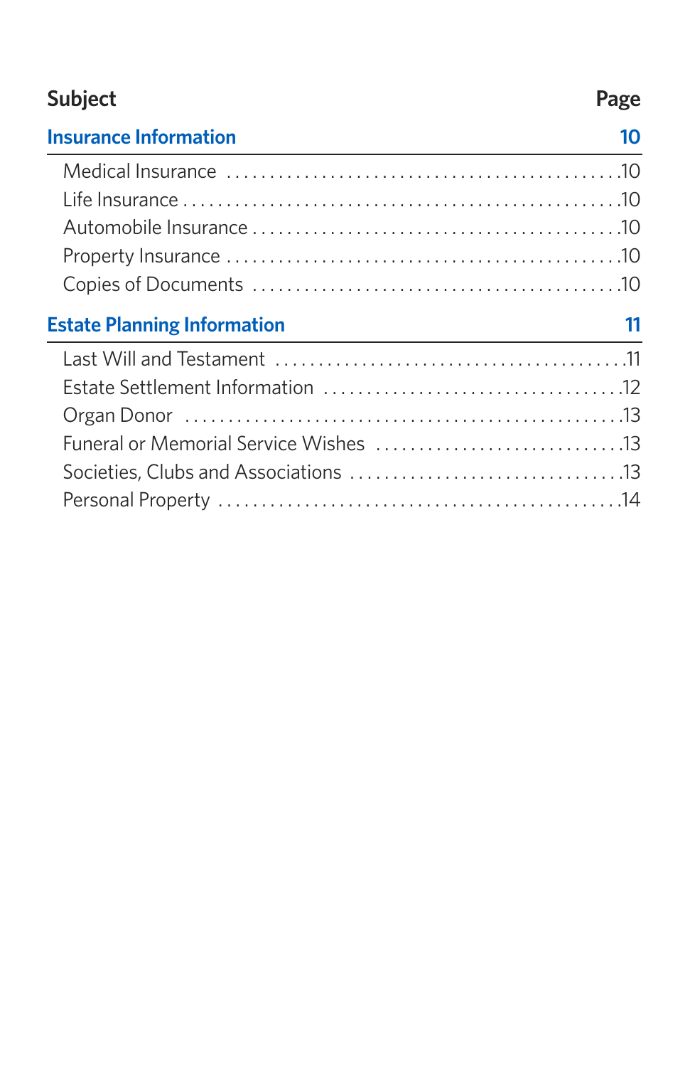| Subject | Page |
| --- | --- |
| **Insurance Information** | **10** |
| Medical Insurance | 10 |
| Life Insurance | 10 |
| Automobile Insurance | 10 |
| Property Insurance | 10 |
| Copies of Documents | 10 |
| **Estate Planning Information** | **11** |
| Last Will and Testament | 11 |
| Estate Settlement Information | 12 |
| Organ Donor | 13 |
| Funeral or Memorial Service Wishes | 13 |
| Societies, Clubs and Associations | 13 |
| Personal Property | 14 |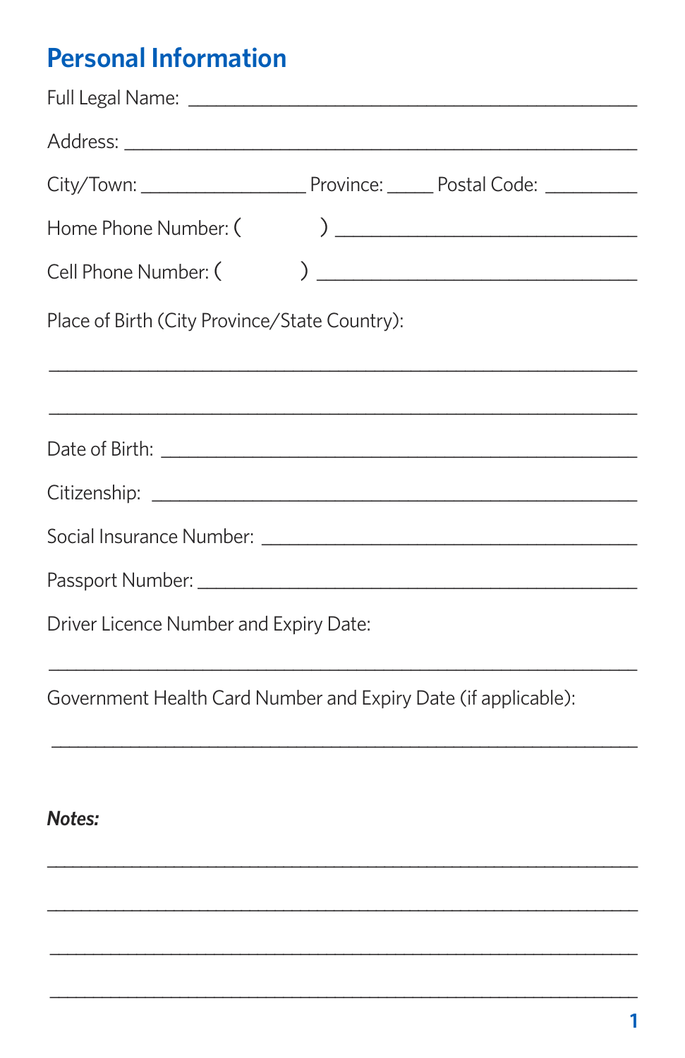## Personal Information

Full Legal Name: ___________________________________________

Address: ________________________________________________

City/Town: _______________ Province: _____ Postal Code: _________

Home Phone Number: (          ) ____________________________

Cell Phone Number: (          ) _____________________________

Place of Birth (City Province/State Country):

_______________________________________________________

_______________________________________________________

Date of Birth: __________________________________________

Citizenship: ___________________________________________

Social Insurance Number: ________________________________

Passport Number: _______________________________________

Driver Licence Number and Expiry Date:

_______________________________________________________

Government Health Card Number and Expiry Date (if applicable):

_______________________________________________________

***Notes:***

_______________________________________________________

_______________________________________________________

_______________________________________________________

_______________________________________________________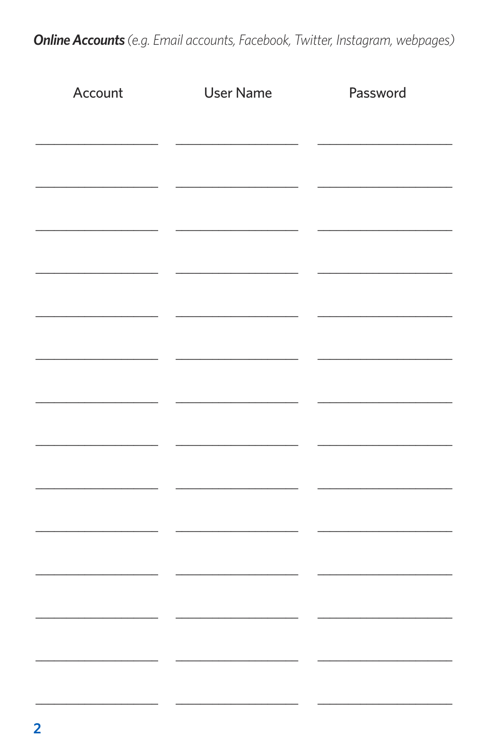***Online Accounts*** *(e.g. Email accounts, Facebook, Twitter, Instagram, webpages)*

| Account | User Name | Password |
| --- | --- | --- |
| | | |
| | | |
| | | |
| | | |
| | | |
| | | |
| | | |
| | | |
| | | |
| | | |
| | | |
| | | |
| | | |
| | | |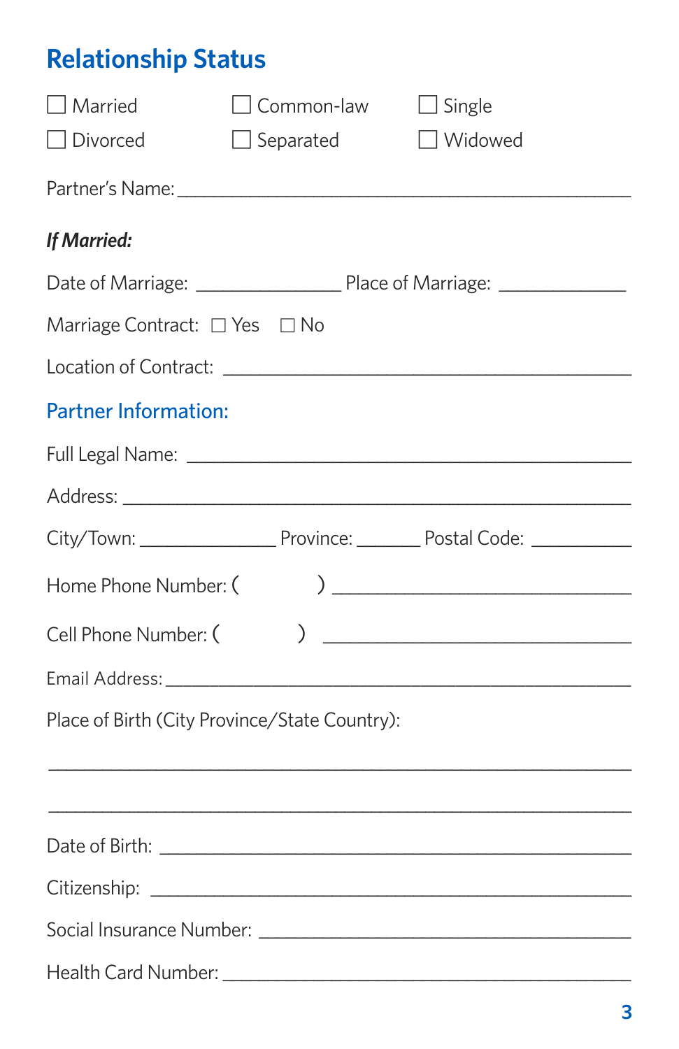## Relationship Status

☐ Married ☐ Common-law ☐ Single

☐ Divorced ☐ Separated ☐ Widowed

Partner's Name: ___________________________________________

***If Married:***

Date of Marriage: ______________ Place of Marriage: _____________

Marriage Contract: ☐ Yes ☐ No

Location of Contract: ______________________________________

### Partner Information:

Full Legal Name: __________________________________________

Address: _________________________________________________

City/Town: _____________ Province: ______ Postal Code: __________

Home Phone Number: ( ) ______________________________

Cell Phone Number: ( ) ______________________________

Email Address: ____________________________________________

Place of Birth (City Province/State Country):

__________________________________________________________

__________________________________________________________

Date of Birth: _____________________________________________

Citizenship: ______________________________________________

Social Insurance Number: ___________________________________

Health Card Number: _______________________________________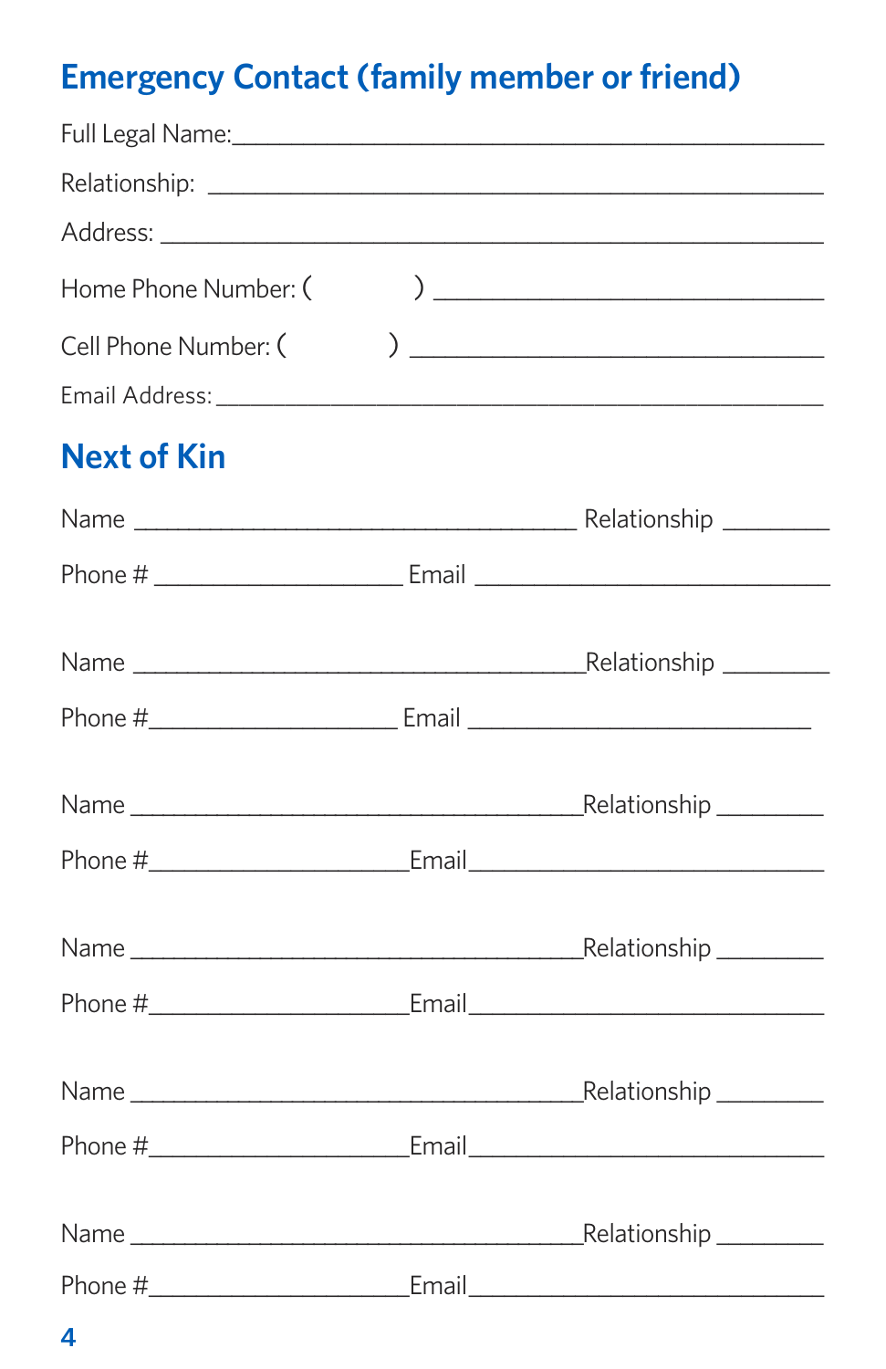## Emergency Contact (family member or friend)

Full Legal Name:_______________________________________________

Relationship: ________________________________________________

Address: ____________________________________________________

Home Phone Number: (          ) ______________________________

Cell Phone Number: (          ) ________________________________

Email Address: ______________________________________________

## Next of Kin

Name ____________________________________ Relationship ________

Phone # ____________________ Email ____________________________

Name ____________________________________Relationship ________

Phone #____________________ Email ____________________________

Name ____________________________________Relationship ________

Phone #_____________________Email_____________________________

Name ____________________________________Relationship ________

Phone #_____________________Email_____________________________

Name ____________________________________Relationship ________

Phone #_____________________Email_____________________________

Name ____________________________________Relationship ________

Phone #_____________________Email_____________________________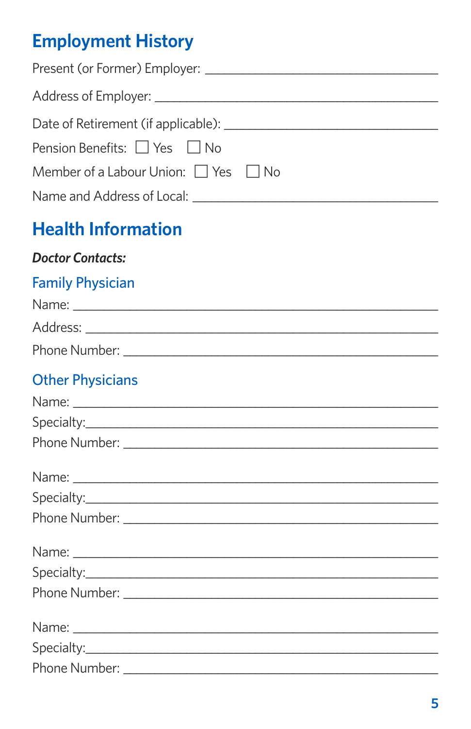## Employment History

Present (or Former) Employer: ___________________________________

Address of Employer: ___________________________________________

Date of Retirement (if applicable): _______________________________

Pension Benefits: ☐ Yes ☐ No

Member of a Labour Union: ☐ Yes ☐ No

Name and Address of Local: ____________________________________

## Health Information

***Doctor Contacts:***

### Family Physician

Name: _______________________________________________________

Address: _____________________________________________________

Phone Number: ________________________________________________

### Other Physicians

Name: _______________________________________________________

Specialty:_____________________________________________________

Phone Number: ________________________________________________

Name: _______________________________________________________

Specialty:_____________________________________________________

Phone Number: ________________________________________________

Name: _______________________________________________________

Specialty:_____________________________________________________

Phone Number: ________________________________________________

Name: _______________________________________________________

Specialty:_____________________________________________________

Phone Number: ________________________________________________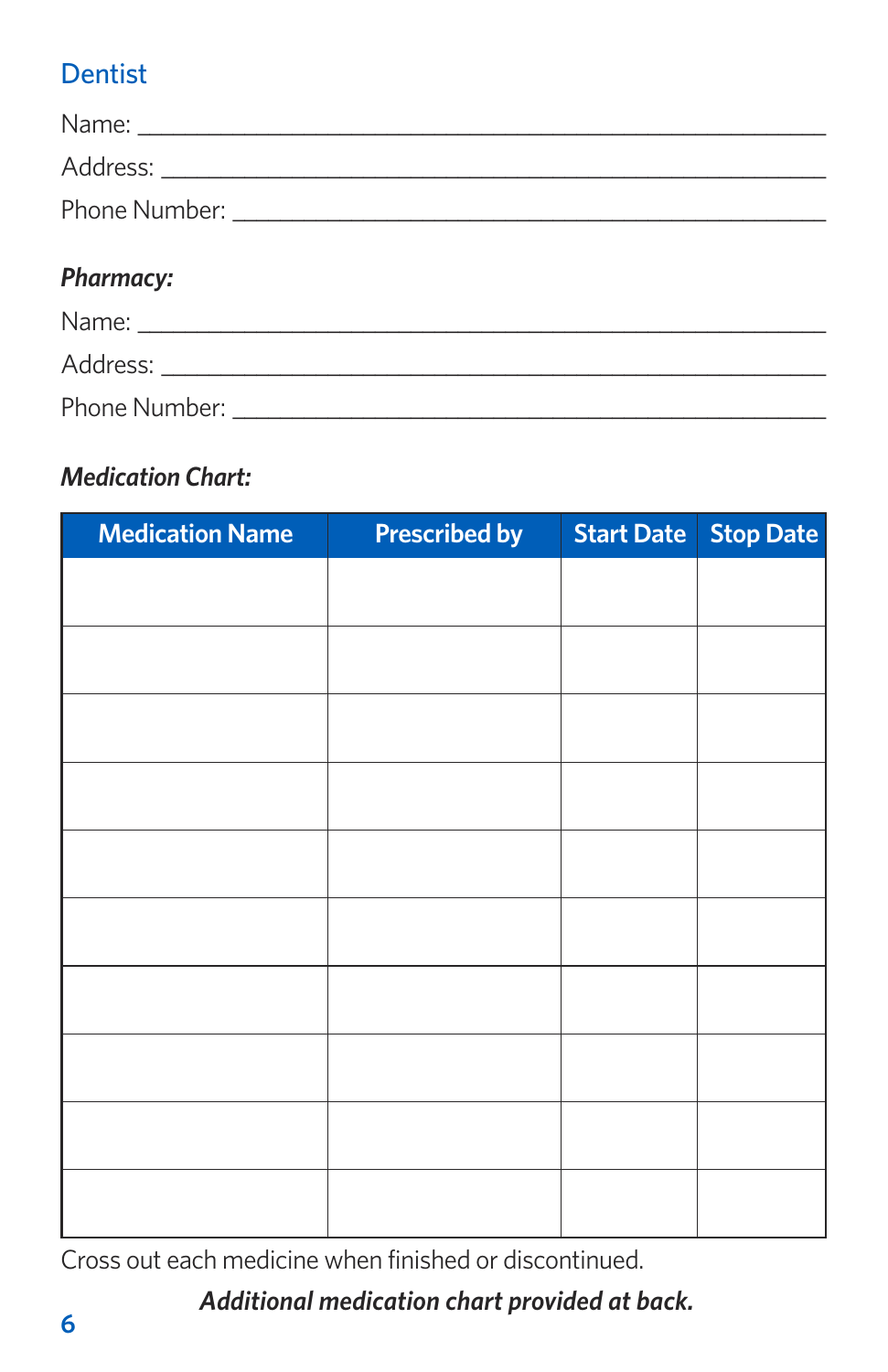## Dentist

Name: ______________________________________________

Address: ______________________________________________

Phone Number: ______________________________________________

***Pharmacy:***

Name: ______________________________________________

Address: ______________________________________________

Phone Number: ______________________________________________

***Medication Chart:***

| Medication Name | Prescribed by | Start Date | Stop Date |
|---|---|---|---|
| | | | |
| | | | |
| | | | |
| | | | |
| | | | |
| | | | |
| | | | |
| | | | |
| | | | |
| | | | |

Cross out each medicine when finished or discontinued.

***Additional medication chart provided at back.***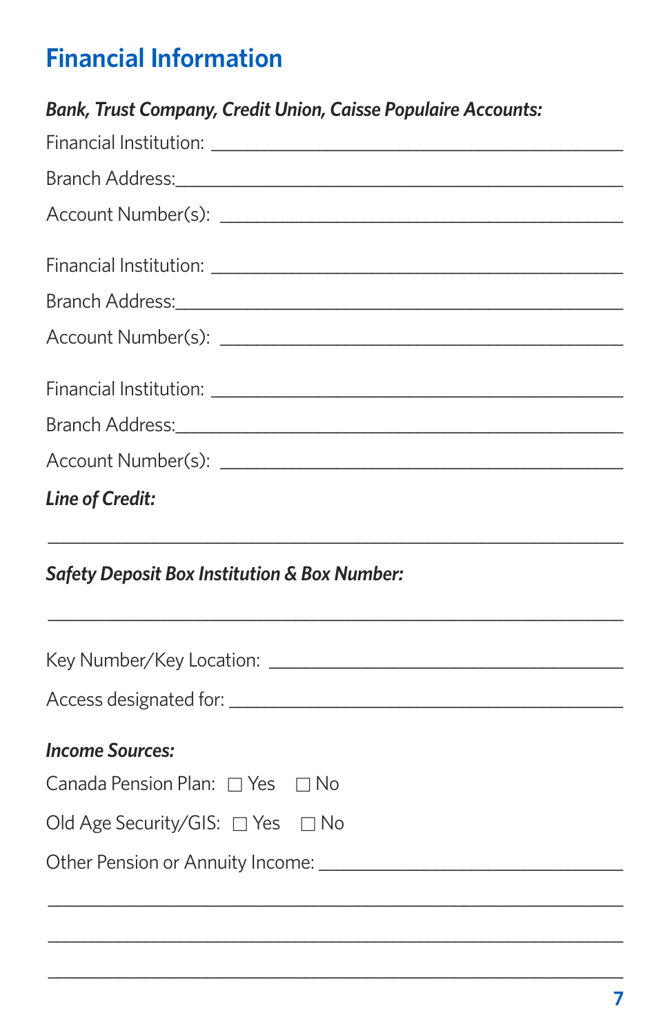# Financial Information

***Bank, Trust Company, Credit Union, Caisse Populaire Accounts:***

Financial Institution: ____________________________________________

Branch Address:_______________________________________________

Account Number(s): ___________________________________________

Financial Institution: ____________________________________________

Branch Address:_______________________________________________

Account Number(s): ___________________________________________

Financial Institution: ____________________________________________

Branch Address:_______________________________________________

Account Number(s): ___________________________________________

***Line of Credit:***

_____________________________________________________________

***Safety Deposit Box Institution & Box Number:***

_____________________________________________________________

Key Number/Key Location: _____________________________________

Access designated for: ________________________________________

***Income Sources:***

Canada Pension Plan: ☐ Yes ☐ No

Old Age Security/GIS: ☐ Yes ☐ No

Other Pension or Annuity Income: ________________________________

_____________________________________________________________

_____________________________________________________________

_____________________________________________________________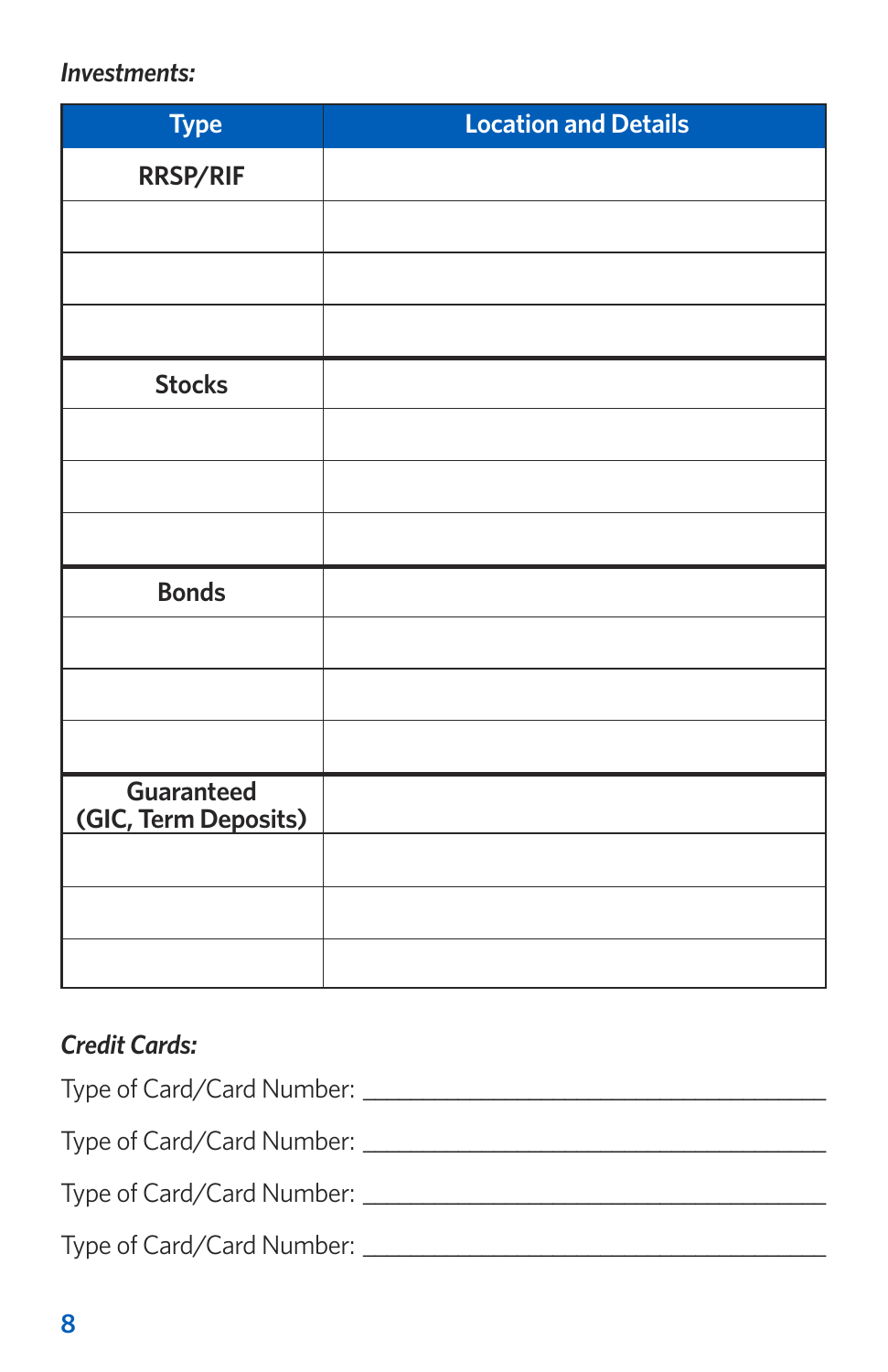*Investments:*

| Type | Location and Details |
|---|---|
| **RRSP/RIF** | |
| | |
| | |
| | |
| **Stocks** | |
| | |
| | |
| | |
| **Bonds** | |
| | |
| | |
| | |
| **Guaranteed (GIC, Term Deposits)** | |
| | |
| | |
| | |

*Credit Cards:*

Type of Card/Card Number: ___________________________________

Type of Card/Card Number: ___________________________________

Type of Card/Card Number: ___________________________________

Type of Card/Card Number: ___________________________________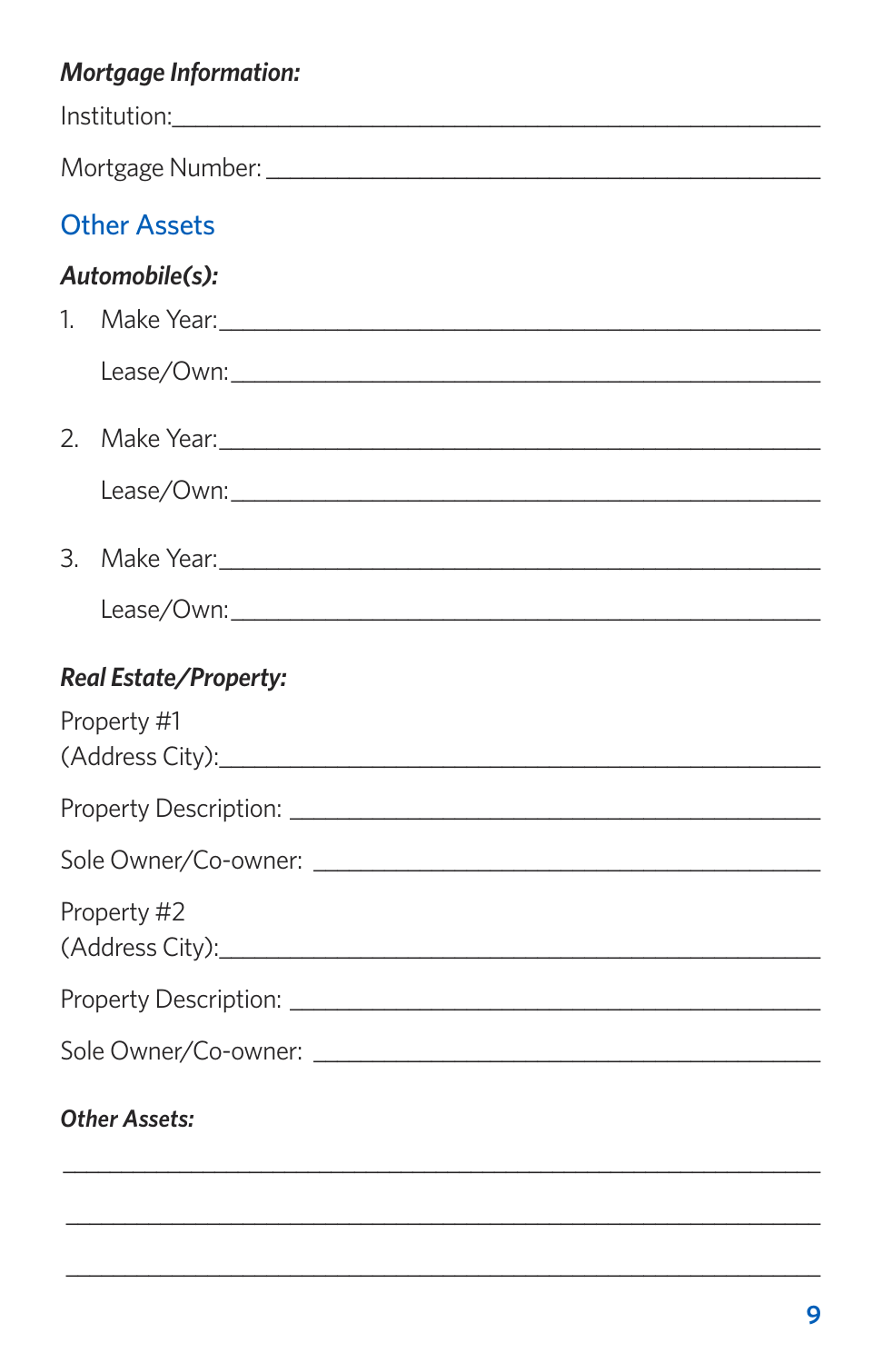***Mortgage Information:***

Institution:______________________________________________

Mortgage Number: _________________________________________

## Other Assets

***Automobile(s):***

1. Make Year:_____________________________________________

   Lease/Own:_____________________________________________

2. Make Year:_____________________________________________

   Lease/Own:_____________________________________________

3. Make Year:_____________________________________________

   Lease/Own:_____________________________________________

***Real Estate/Property:***

Property #1
(Address City):___________________________________________

Property Description: _____________________________________

Sole Owner/Co-owner: _____________________________________

Property #2
(Address City):___________________________________________

Property Description: _____________________________________

Sole Owner/Co-owner: _____________________________________

***Other Assets:***

__________________________________________________________

__________________________________________________________

__________________________________________________________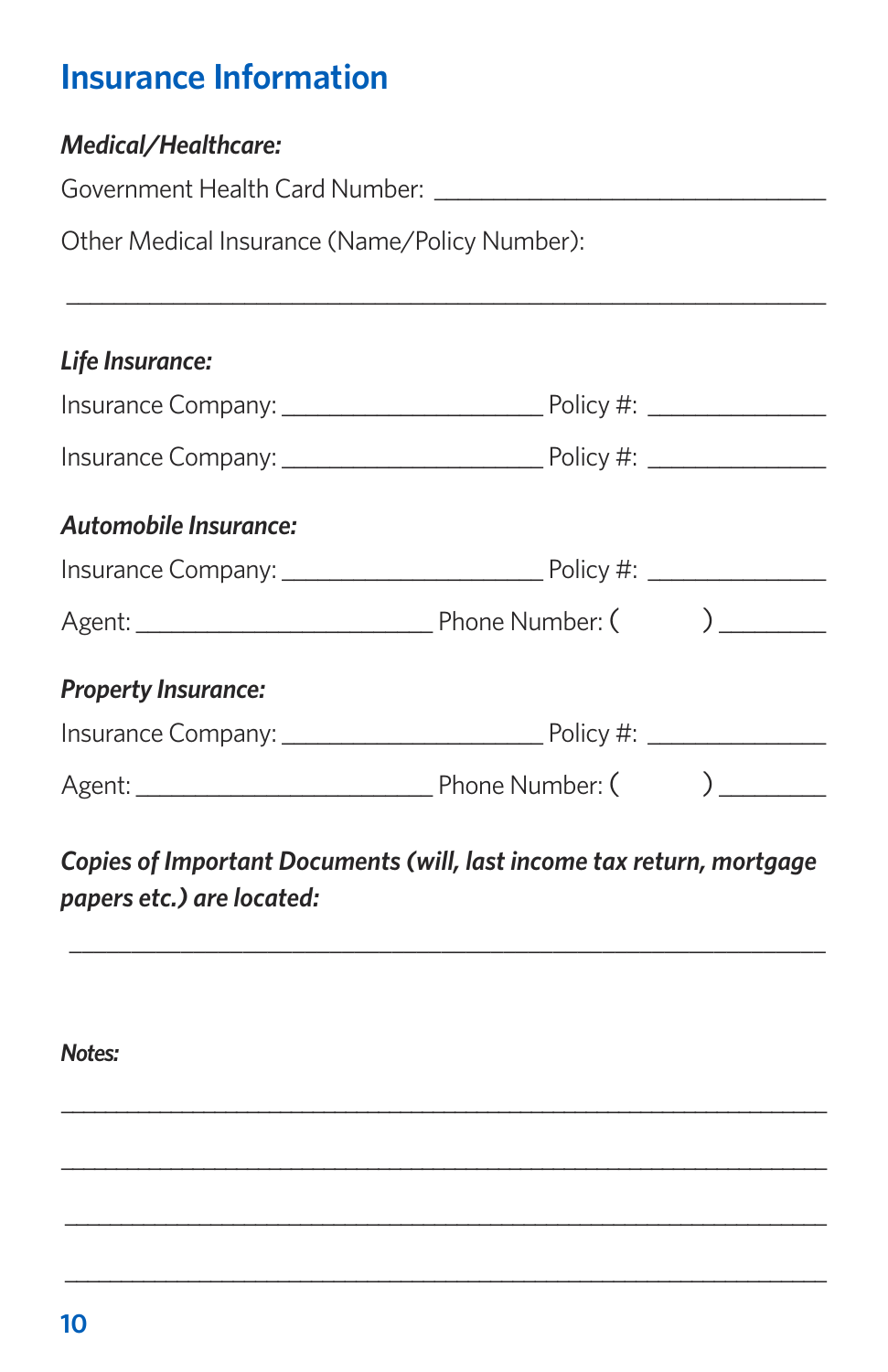## Insurance Information

***Medical/Healthcare:***

Government Health Card Number: ______________________________

Other Medical Insurance (Name/Policy Number):

______________________________________________________________

***Life Insurance:***

Insurance Company: ____________________ Policy #: ______________

Insurance Company: ____________________ Policy #: ______________

***Automobile Insurance:***

Insurance Company: ____________________ Policy #: ______________

Agent: _______________________ Phone Number: (          ) ________

***Property Insurance:***

Insurance Company: ____________________ Policy #: ______________

Agent: _______________________ Phone Number: (          ) ________

***Copies of Important Documents (will, last income tax return, mortgage papers etc.) are located:***

______________________________________________________________

***Notes:***

______________________________________________________________

______________________________________________________________

______________________________________________________________

______________________________________________________________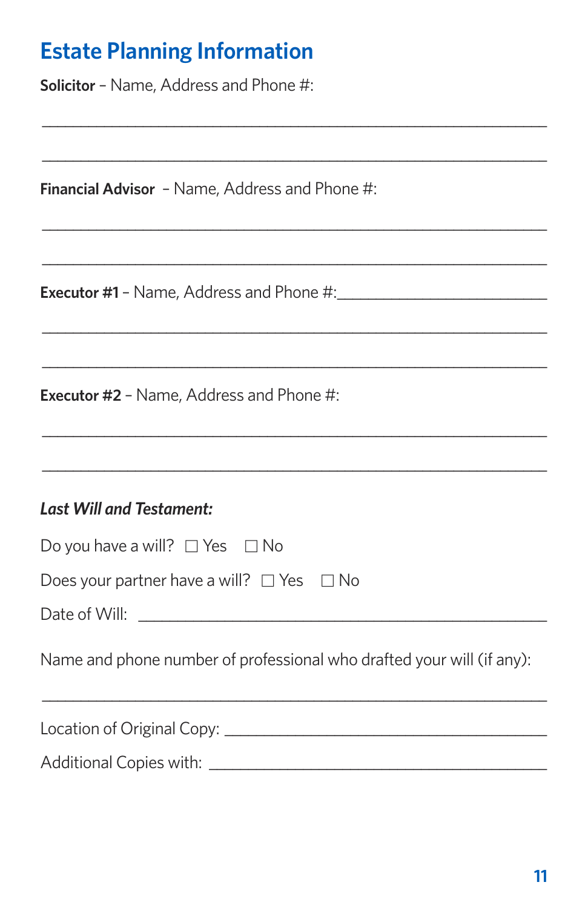## Estate Planning Information

**Solicitor** – Name, Address and Phone #:

_______________________________________________

_______________________________________________

**Financial Advisor** – Name, Address and Phone #:

_______________________________________________

_______________________________________________

**Executor #1** – Name, Address and Phone #:_______________________

_______________________________________________

_______________________________________________

**Executor #2** – Name, Address and Phone #:

_______________________________________________

_______________________________________________

***Last Will and Testament:***

Do you have a will? ☐ Yes ☐ No

Does your partner have a will? ☐ Yes ☐ No

Date of Will: _______________________________________

Name and phone number of professional who drafted your will (if any):

_______________________________________________

Location of Original Copy: ______________________________

Additional Copies with: ________________________________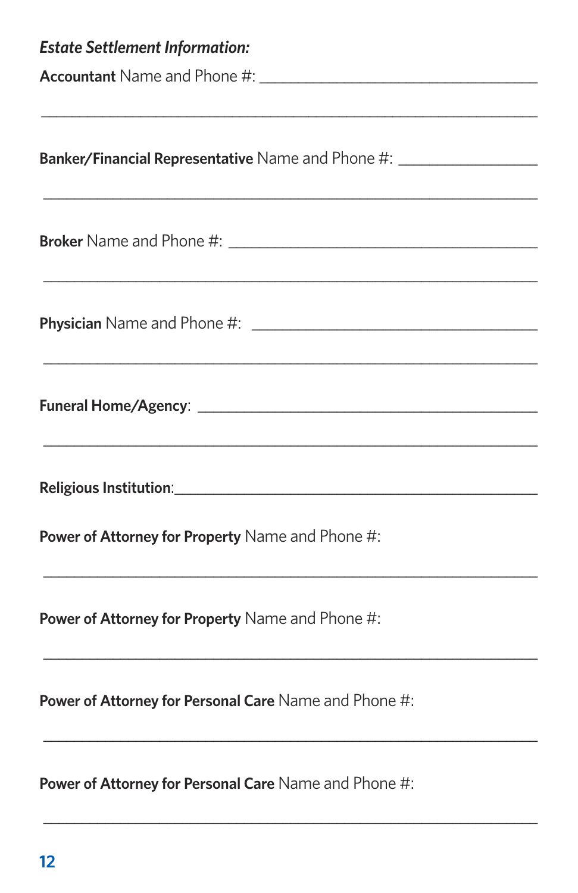***Estate Settlement Information:***

**Accountant** Name and Phone #: ___________________________________

_____________________________________________________________

**Banker/Financial Representative** Name and Phone #: _________________

_____________________________________________________________

**Broker** Name and Phone #: _______________________________________

_____________________________________________________________

**Physician** Name and Phone #: ____________________________________

_____________________________________________________________

**Funeral Home/Agency**: ___________________________________________

_____________________________________________________________

**Religious Institution**:_____________________________________________

**Power of Attorney for Property** Name and Phone #:

_____________________________________________________________

**Power of Attorney for Property** Name and Phone #:

_____________________________________________________________

**Power of Attorney for Personal Care** Name and Phone #:

_____________________________________________________________

**Power of Attorney for Personal Care** Name and Phone #:

_____________________________________________________________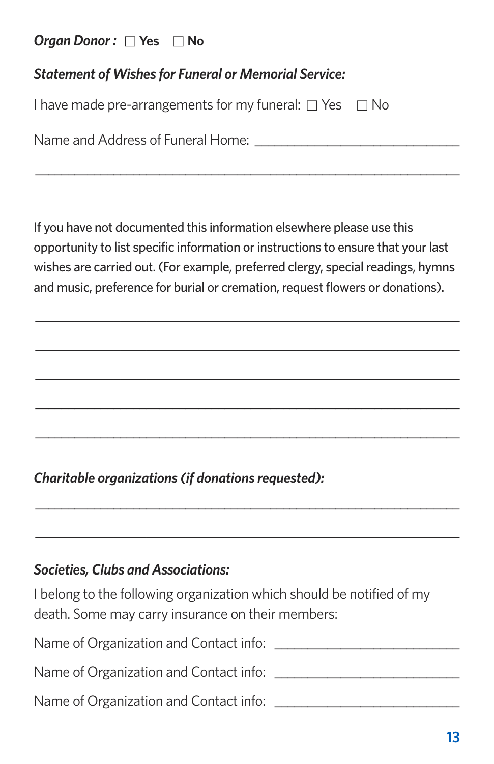***Organ Donor :*** ☐ **Yes** ☐ **No**

***Statement of Wishes for Funeral or Memorial Service:***

I have made pre-arrangements for my funeral: ☐ Yes ☐ No

Name and Address of Funeral Home: ______________________________

______________________________________________________________

If you have not documented this information elsewhere please use this opportunity to list specific information or instructions to ensure that your last wishes are carried out. (For example, preferred clergy, special readings, hymns and music, preference for burial or cremation, request flowers or donations).

______________________________________________________________

______________________________________________________________

______________________________________________________________

______________________________________________________________

______________________________________________________________

***Charitable organizations (if donations requested):***

______________________________________________________________

______________________________________________________________

***Societies, Clubs and Associations:***

I belong to the following organization which should be notified of my death. Some may carry insurance on their members:

Name of Organization and Contact info: ___________________________

Name of Organization and Contact info: ___________________________

Name of Organization and Contact info: ___________________________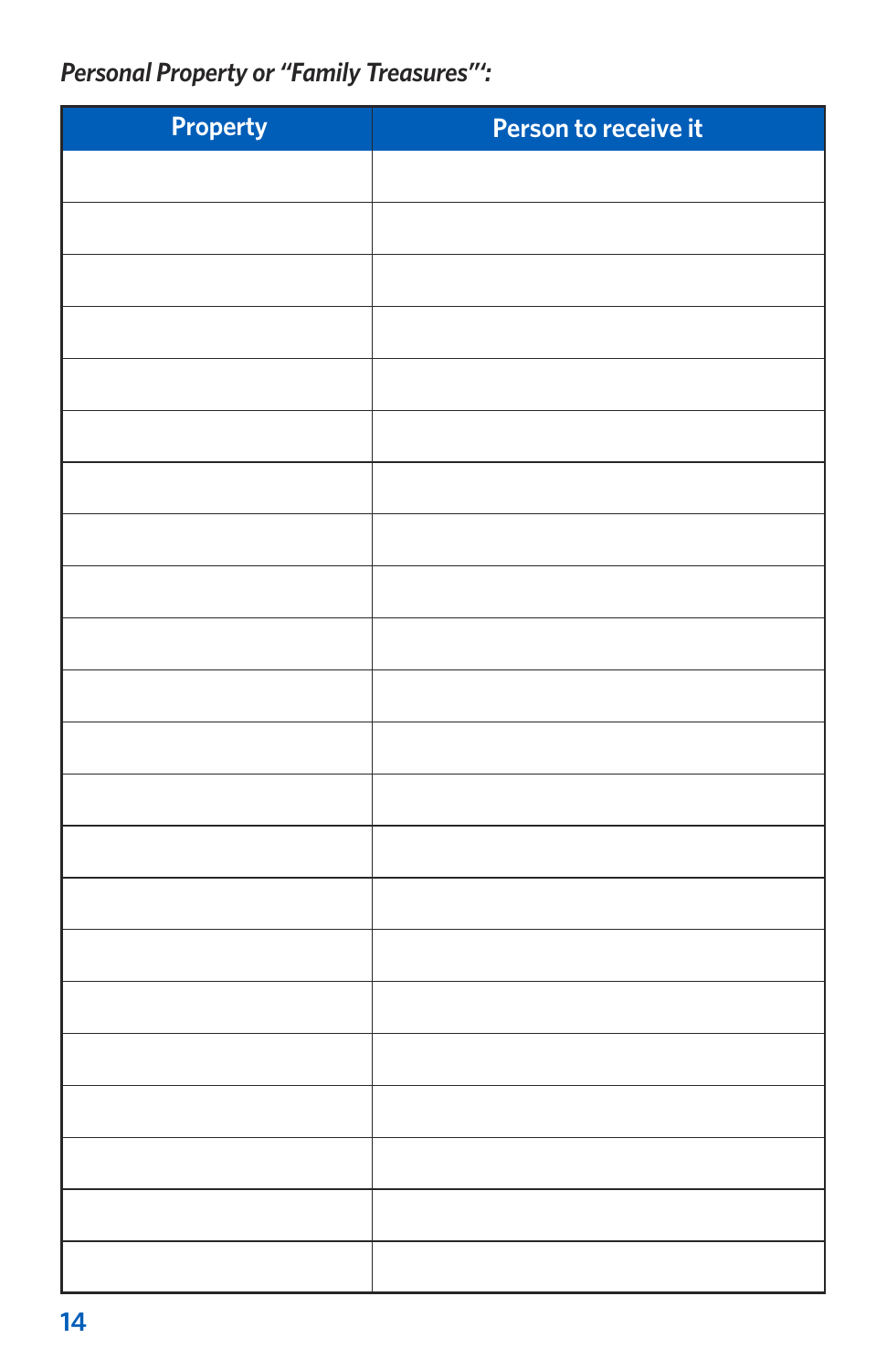*Personal Property or "Family Treasures"':*

| Property | Person to receive it |
| --- | --- |
| | |
| | |
| | |
| | |
| | |
| | |
| | |
| | |
| | |
| | |
| | |
| | |
| | |
| | |
| | |
| | |
| | |
| | |
| | |
| | |
| | |
| | |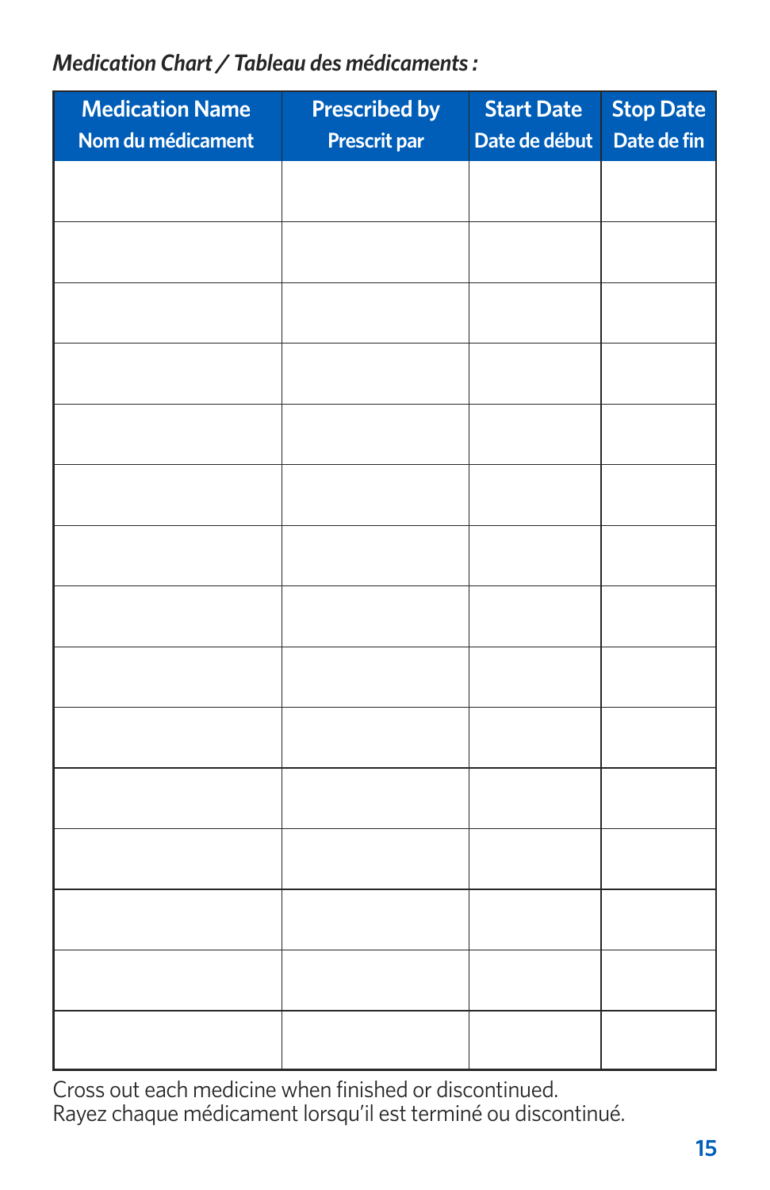*Medication Chart / Tableau des médicaments :*

| Medication Name<br>Nom du médicament | Prescribed by<br>Prescrit par | Start Date<br>Date de début | Stop Date<br>Date de fin |
|---|---|---|---|
| | | | |
| | | | |
| | | | |
| | | | |
| | | | |
| | | | |
| | | | |
| | | | |
| | | | |
| | | | |
| | | | |
| | | | |
| | | | |
| | | | |
| | | | |

Cross out each medicine when finished or discontinued.
Rayez chaque médicament lorsqu'il est terminé ou discontinué.